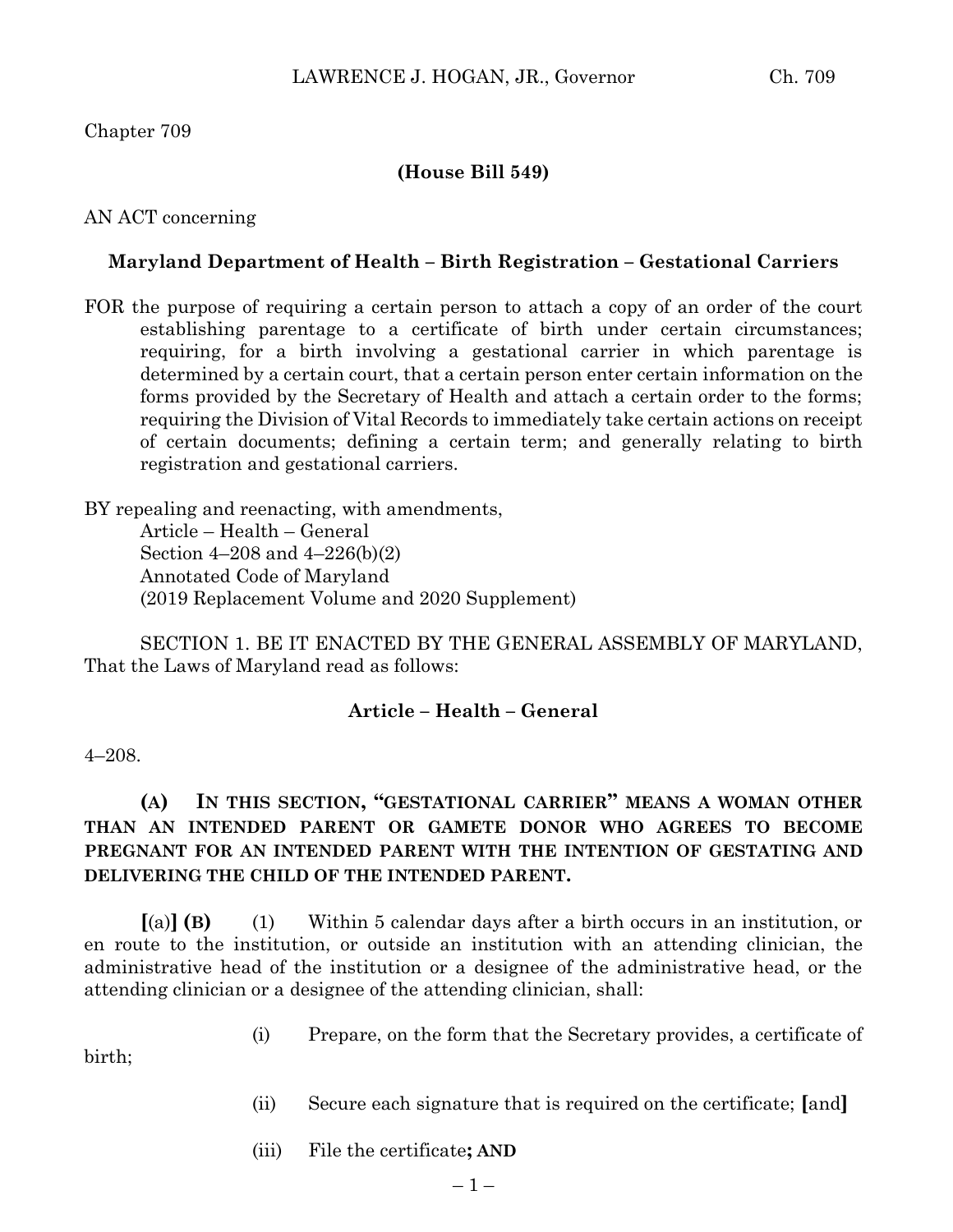Chapter 709

**(House Bill 549)**

AN ACT concerning

**Maryland Department of Health – Birth Registration – Gestational Carriers**

FOR the purpose of requiring a certain person to attach a copy of an order of the court establishing parentage to a certificate of birth under certain circumstances; requiring, for a birth involving a gestational carrier in which parentage is determined by a certain court, that a certain person enter certain information on the forms provided by the Secretary of Health and attach a certain order to the forms; requiring the Division of Vital Records to immediately take certain actions on receipt of certain documents; defining a certain term; and generally relating to birth registration and gestational carriers.

BY repealing and reenacting, with amendments,
Article – Health – General
Section 4–208 and 4–226(b)(2)
Annotated Code of Maryland
(2019 Replacement Volume and 2020 Supplement)

SECTION 1. BE IT ENACTED BY THE GENERAL ASSEMBLY OF MARYLAND, That the Laws of Maryland read as follows:

**Article – Health – General**

4–208.

**(A) IN THIS SECTION, "GESTATIONAL CARRIER" MEANS A WOMAN OTHER THAN AN INTENDED PARENT OR GAMETE DONOR WHO AGREES TO BECOME PREGNANT FOR AN INTENDED PARENT WITH THE INTENTION OF GESTATING AND DELIVERING THE CHILD OF THE INTENDED PARENT.**

**[**(a)**] (B)** (1) Within 5 calendar days after a birth occurs in an institution, or en route to the institution, or outside an institution with an attending clinician, the administrative head of the institution or a designee of the administrative head, or the attending clinician or a designee of the attending clinician, shall:

(i) Prepare, on the form that the Secretary provides, a certificate of birth;

(ii) Secure each signature that is required on the certificate; **[**and**]**

(iii) File the certificate**; AND**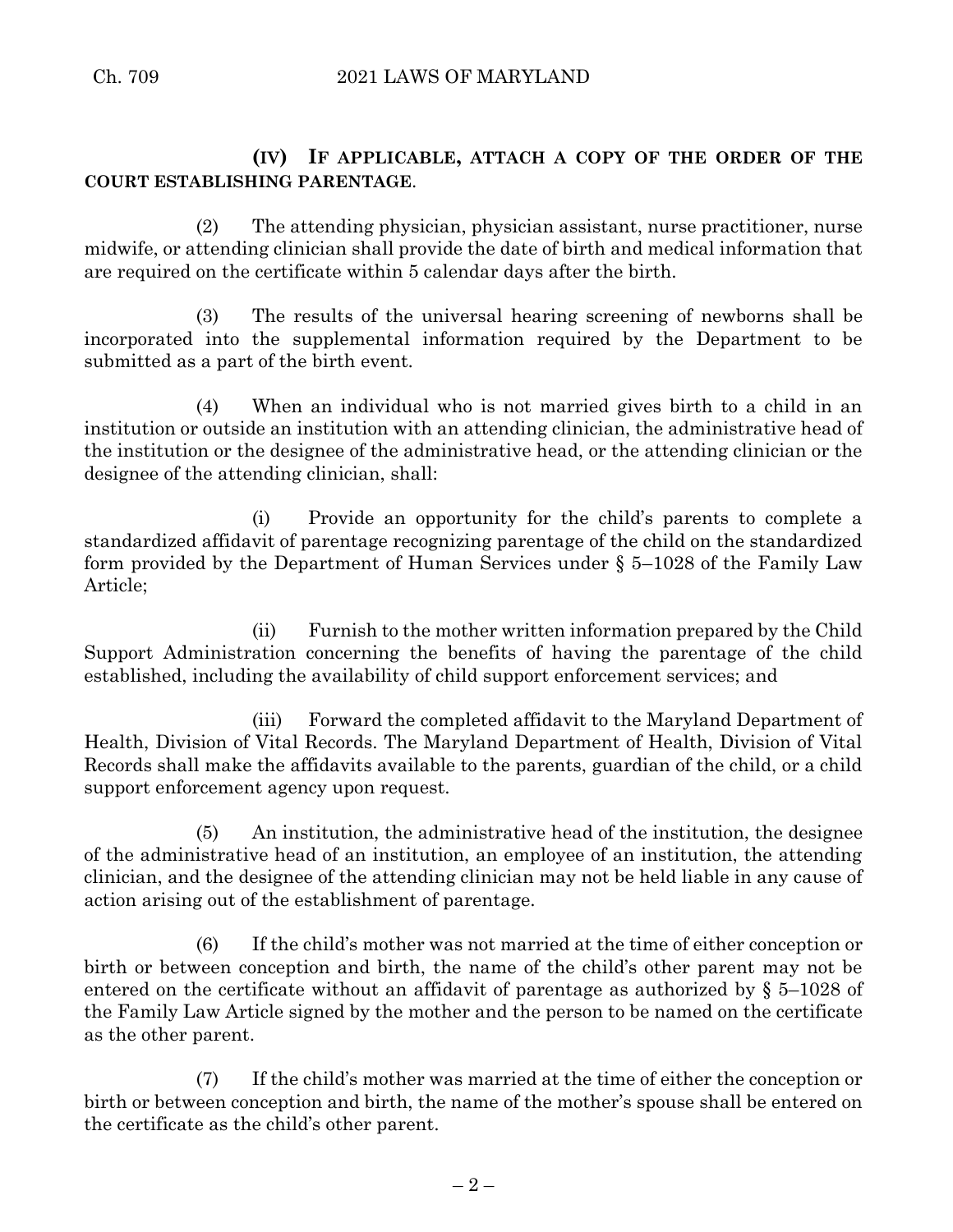**(IV) IF APPLICABLE, ATTACH A COPY OF THE ORDER OF THE COURT ESTABLISHING PARENTAGE**.

(2) The attending physician, physician assistant, nurse practitioner, nurse midwife, or attending clinician shall provide the date of birth and medical information that are required on the certificate within 5 calendar days after the birth.

(3) The results of the universal hearing screening of newborns shall be incorporated into the supplemental information required by the Department to be submitted as a part of the birth event.

(4) When an individual who is not married gives birth to a child in an institution or outside an institution with an attending clinician, the administrative head of the institution or the designee of the administrative head, or the attending clinician or the designee of the attending clinician, shall:

(i) Provide an opportunity for the child's parents to complete a standardized affidavit of parentage recognizing parentage of the child on the standardized form provided by the Department of Human Services under § 5–1028 of the Family Law Article;

(ii) Furnish to the mother written information prepared by the Child Support Administration concerning the benefits of having the parentage of the child established, including the availability of child support enforcement services; and

(iii) Forward the completed affidavit to the Maryland Department of Health, Division of Vital Records. The Maryland Department of Health, Division of Vital Records shall make the affidavits available to the parents, guardian of the child, or a child support enforcement agency upon request.

(5) An institution, the administrative head of the institution, the designee of the administrative head of an institution, an employee of an institution, the attending clinician, and the designee of the attending clinician may not be held liable in any cause of action arising out of the establishment of parentage.

(6) If the child's mother was not married at the time of either conception or birth or between conception and birth, the name of the child's other parent may not be entered on the certificate without an affidavit of parentage as authorized by § 5–1028 of the Family Law Article signed by the mother and the person to be named on the certificate as the other parent.

(7) If the child's mother was married at the time of either the conception or birth or between conception and birth, the name of the mother's spouse shall be entered on the certificate as the child's other parent.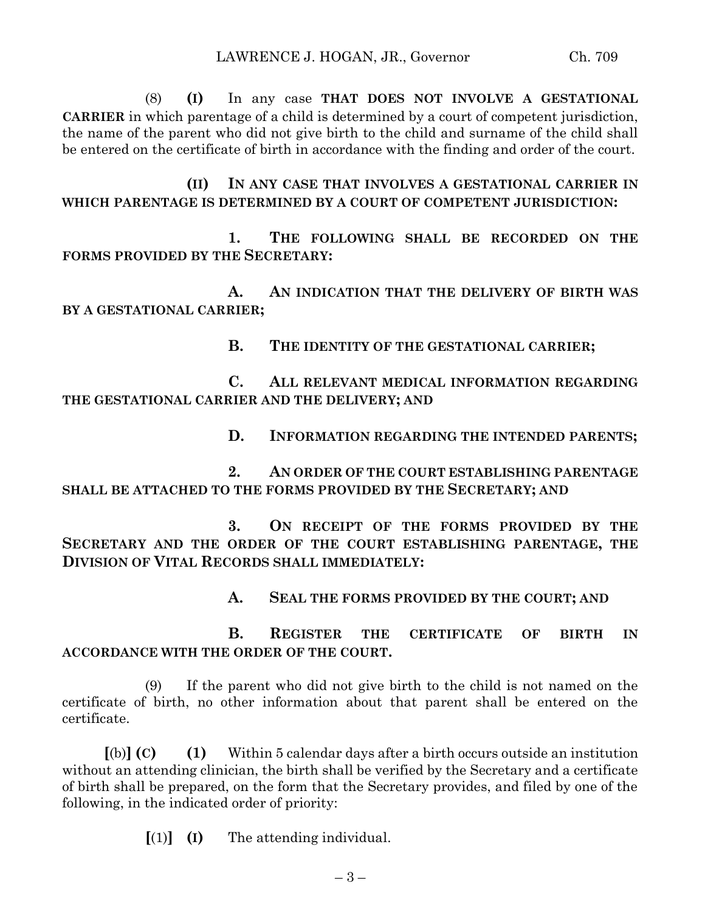(8) **(I)** In any case **THAT DOES NOT INVOLVE A GESTATIONAL CARRIER** in which parentage of a child is determined by a court of competent jurisdiction, the name of the parent who did not give birth to the child and surname of the child shall be entered on the certificate of birth in accordance with the finding and order of the court.

**(II) IN ANY CASE THAT INVOLVES A GESTATIONAL CARRIER IN WHICH PARENTAGE IS DETERMINED BY A COURT OF COMPETENT JURISDICTION:**

**1. THE FOLLOWING SHALL BE RECORDED ON THE FORMS PROVIDED BY THE SECRETARY:**

**A. AN INDICATION THAT THE DELIVERY OF BIRTH WAS BY A GESTATIONAL CARRIER;**

**B. THE IDENTITY OF THE GESTATIONAL CARRIER;**

**C. ALL RELEVANT MEDICAL INFORMATION REGARDING THE GESTATIONAL CARRIER AND THE DELIVERY; AND**

**D. INFORMATION REGARDING THE INTENDED PARENTS;**

**2. AN ORDER OF THE COURT ESTABLISHING PARENTAGE SHALL BE ATTACHED TO THE FORMS PROVIDED BY THE SECRETARY; AND**

**3. ON RECEIPT OF THE FORMS PROVIDED BY THE SECRETARY AND THE ORDER OF THE COURT ESTABLISHING PARENTAGE, THE DIVISION OF VITAL RECORDS SHALL IMMEDIATELY:**

**A. SEAL THE FORMS PROVIDED BY THE COURT; AND**

**B. REGISTER THE CERTIFICATE OF BIRTH IN ACCORDANCE WITH THE ORDER OF THE COURT.**

(9) If the parent who did not give birth to the child is not named on the certificate of birth, no other information about that parent shall be entered on the certificate.

**[**(b)**] (C)** **(1)** Within 5 calendar days after a birth occurs outside an institution without an attending clinician, the birth shall be verified by the Secretary and a certificate of birth shall be prepared, on the form that the Secretary provides, and filed by one of the following, in the indicated order of priority:

**[**(1)**]** **(I)** The attending individual.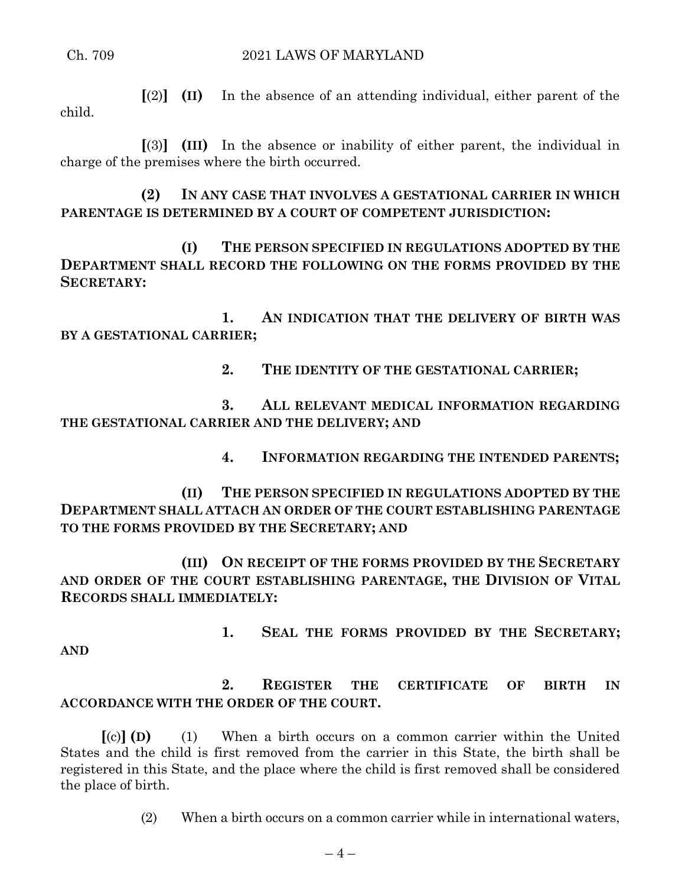**[**(2)**]** **(II)** In the absence of an attending individual, either parent of the child.

**[**(3)**]** **(III)** In the absence or inability of either parent, the individual in charge of the premises where the birth occurred.

**(2) IN ANY CASE THAT INVOLVES A GESTATIONAL CARRIER IN WHICH PARENTAGE IS DETERMINED BY A COURT OF COMPETENT JURISDICTION:**

**(I) THE PERSON SPECIFIED IN REGULATIONS ADOPTED BY THE DEPARTMENT SHALL RECORD THE FOLLOWING ON THE FORMS PROVIDED BY THE SECRETARY:**

**1. AN INDICATION THAT THE DELIVERY OF BIRTH WAS BY A GESTATIONAL CARRIER;**

**2. THE IDENTITY OF THE GESTATIONAL CARRIER;**

**3. ALL RELEVANT MEDICAL INFORMATION REGARDING THE GESTATIONAL CARRIER AND THE DELIVERY; AND**

**4. INFORMATION REGARDING THE INTENDED PARENTS;**

**(II) THE PERSON SPECIFIED IN REGULATIONS ADOPTED BY THE DEPARTMENT SHALL ATTACH AN ORDER OF THE COURT ESTABLISHING PARENTAGE TO THE FORMS PROVIDED BY THE SECRETARY; AND**

**(III) ON RECEIPT OF THE FORMS PROVIDED BY THE SECRETARY AND ORDER OF THE COURT ESTABLISHING PARENTAGE, THE DIVISION OF VITAL RECORDS SHALL IMMEDIATELY:**

**1. SEAL THE FORMS PROVIDED BY THE SECRETARY; AND**

**2. REGISTER THE CERTIFICATE OF BIRTH IN ACCORDANCE WITH THE ORDER OF THE COURT.**

**[**(c)**]** **(D)** (1) When a birth occurs on a common carrier within the United States and the child is first removed from the carrier in this State, the birth shall be registered in this State, and the place where the child is first removed shall be considered the place of birth.

(2) When a birth occurs on a common carrier while in international waters,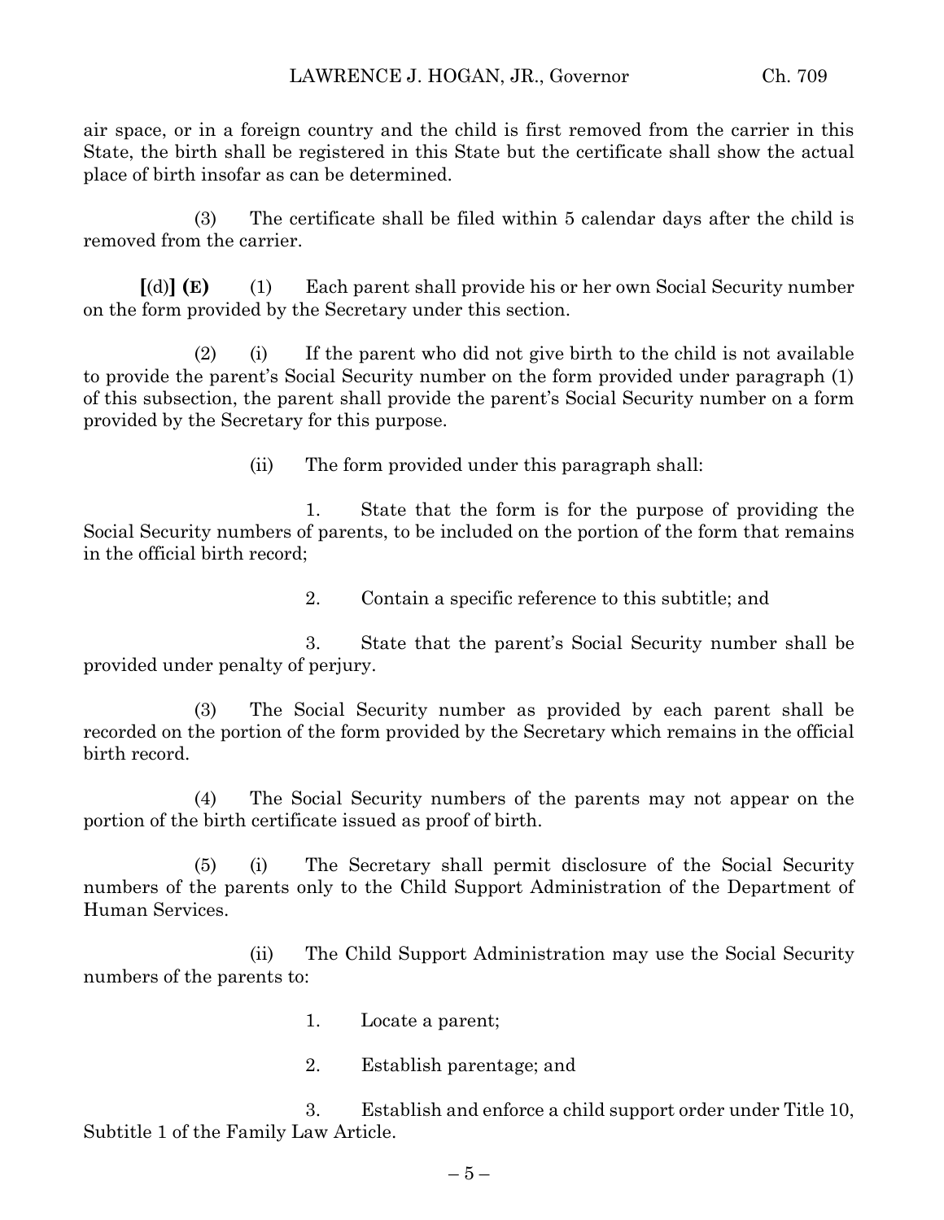air space, or in a foreign country and the child is first removed from the carrier in this State, the birth shall be registered in this State but the certificate shall show the actual place of birth insofar as can be determined.

(3) The certificate shall be filed within 5 calendar days after the child is removed from the carrier.

**[**(d)**] (E)** (1) Each parent shall provide his or her own Social Security number on the form provided by the Secretary under this section.

(2) (i) If the parent who did not give birth to the child is not available to provide the parent's Social Security number on the form provided under paragraph (1) of this subsection, the parent shall provide the parent's Social Security number on a form provided by the Secretary for this purpose.

(ii) The form provided under this paragraph shall:

1. State that the form is for the purpose of providing the Social Security numbers of parents, to be included on the portion of the form that remains in the official birth record;

2. Contain a specific reference to this subtitle; and

3. State that the parent's Social Security number shall be provided under penalty of perjury.

(3) The Social Security number as provided by each parent shall be recorded on the portion of the form provided by the Secretary which remains in the official birth record.

(4) The Social Security numbers of the parents may not appear on the portion of the birth certificate issued as proof of birth.

(5) (i) The Secretary shall permit disclosure of the Social Security numbers of the parents only to the Child Support Administration of the Department of Human Services.

(ii) The Child Support Administration may use the Social Security numbers of the parents to:

1. Locate a parent;

2. Establish parentage; and

3. Establish and enforce a child support order under Title 10, Subtitle 1 of the Family Law Article.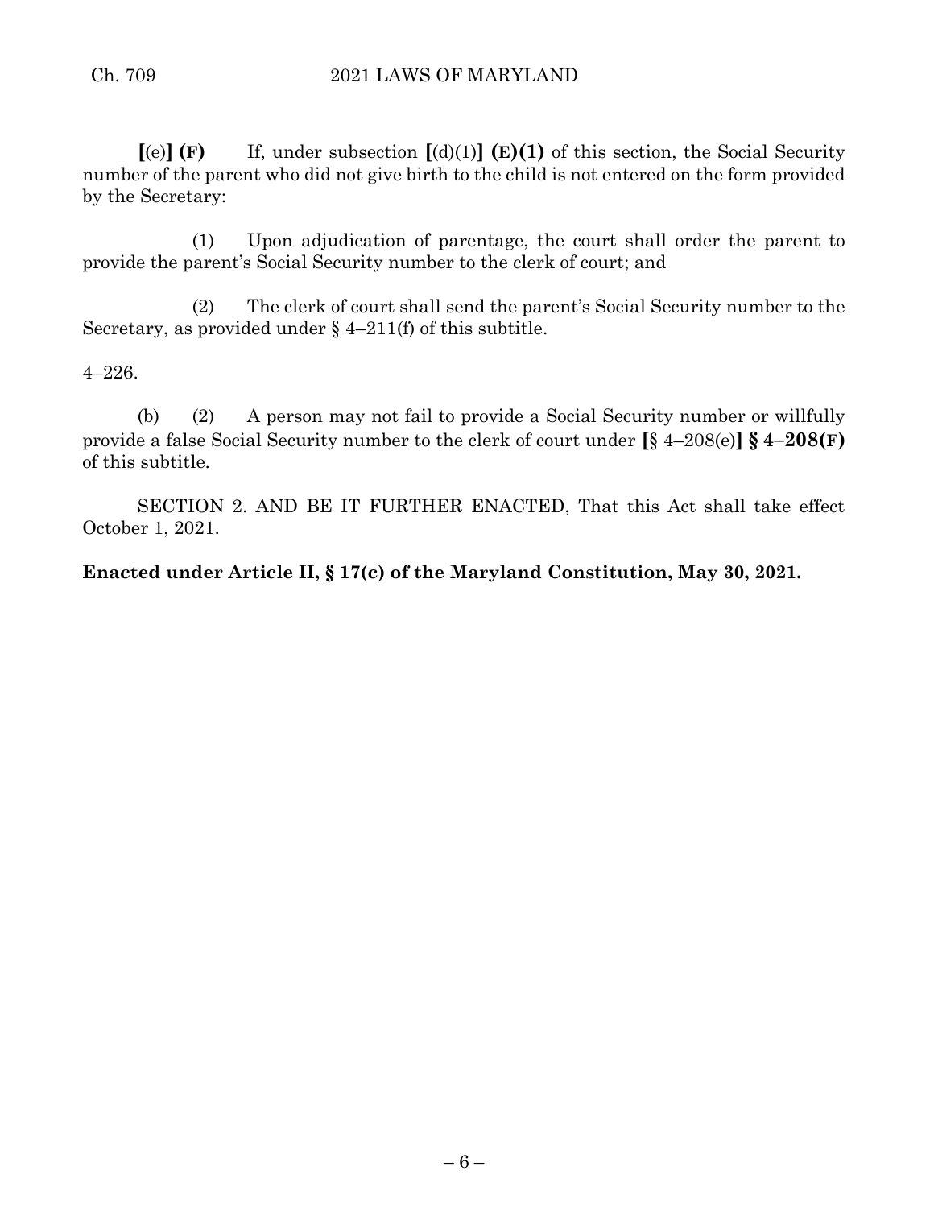**[**(e)**] (F)** If, under subsection **[**(d)(1)**] (E)(1)** of this section, the Social Security number of the parent who did not give birth to the child is not entered on the form provided by the Secretary:

(1) Upon adjudication of parentage, the court shall order the parent to provide the parent's Social Security number to the clerk of court; and

(2) The clerk of court shall send the parent's Social Security number to the Secretary, as provided under § 4–211(f) of this subtitle.

4–226.

(b) (2) A person may not fail to provide a Social Security number or willfully provide a false Social Security number to the clerk of court under **[**§ 4–208(e)**] § 4–208(F)** of this subtitle.

SECTION 2. AND BE IT FURTHER ENACTED, That this Act shall take effect October 1, 2021.

**Enacted under Article II, § 17(c) of the Maryland Constitution, May 30, 2021.**